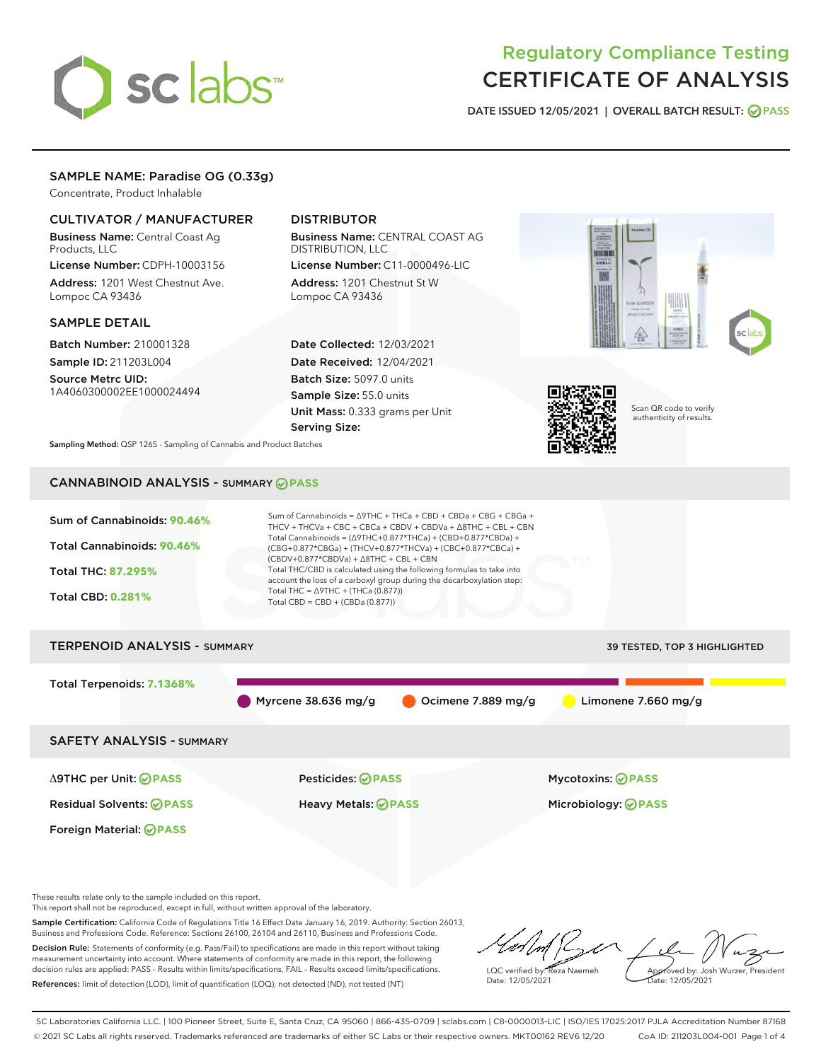# Regulatory Compliance Testing
# CERTIFICATE OF ANALYSIS

DATE ISSUED 12/05/2021 | OVERALL BATCH RESULT: PASS

## SAMPLE NAME: Paradise OG (0.33g)

Concentrate, Product Inhalable

### CULTIVATOR / MANUFACTURER

**Business Name:** Central Coast Ag Products, LLC

**License Number:** CDPH-10003156

**Address:** 1201 West Chestnut Ave. Lompoc CA 93436

### DISTRIBUTOR

**Business Name:** CENTRAL COAST AG DISTRIBUTION, LLC

**License Number:** C11-0000496-LIC

**Address:** 1201 Chestnut St W Lompoc CA 93436

### SAMPLE DETAIL

**Batch Number:** 210001328

**Sample ID:** 211203L004

**Source Metrc UID:** 1A4060300002EE1000024494

**Date Collected:** 12/03/2021

**Date Received:** 12/04/2021

**Batch Size:** 5097.0 units

**Sample Size:** 55.0 units

**Unit Mass:** 0.333 grams per Unit

**Serving Size:**

Scan QR code to verify authenticity of results.

**Sampling Method:** QSP 1265 - Sampling of Cannabis and Product Batches

## CANNABINOID ANALYSIS - SUMMARY PASS

**Sum of Cannabinoids:** 90.46%

**Total Cannabinoids:** 90.46%

**Total THC:** 87.295%

**Total CBD:** 0.281%

Sum of Cannabinoids = Δ9THC + THCa + CBD + CBDa + CBG + CBGa + THCV + THCVa + CBC + CBCa + CBDV + CBDVa + Δ8THC + CBL + CBN

Total Cannabinoids = (Δ9THC+0.877*THCa) + (CBD+0.877*CBDa) + (CBG+0.877*CBGa) + (THCV+0.877*THCVa) + (CBC+0.877*CBCa) + (CBDV+0.877*CBDVa) + Δ8THC + CBL + CBN

Total THC/CBD is calculated using the following formulas to take into account the loss of a carboxyl group during the decarboxylation step:

Total THC = Δ9THC + (THCa (0.877))

Total CBD = CBD + (CBDa (0.877))

## TERPENOID ANALYSIS - SUMMARY

39 TESTED, TOP 3 HIGHLIGHTED

**Total Terpenoids:** 7.1368%

Myrcene 38.636 mg/g | Ocimene 7.889 mg/g | Limonene 7.660 mg/g

## SAFETY ANALYSIS - SUMMARY

| | | |
|---|---|---|
| Δ9THC per Unit: PASS | Pesticides: PASS | Mycotoxins: PASS |
| Residual Solvents: PASS | Heavy Metals: PASS | Microbiology: PASS |
| Foreign Material: PASS | | |

These results relate only to the sample included on this report.
This report shall not be reproduced, except in full, without written approval of the laboratory.

**Sample Certification:** California Code of Regulations Title 16 Effect Date January 16, 2019. Authority: Section 26013, Business and Professions Code. Reference: Sections 26100, 26104 and 26110, Business and Professions Code.

**Decision Rule:** Statements of conformity (e.g. Pass/Fail) to specifications are made in this report without taking measurement uncertainty into account. Where statements of conformity are made in this report, the following decision rules are applied: PASS – Results within limits/specifications, FAIL – Results exceed limits/specifications.

**References:** limit of detection (LOD), limit of quantification (LOQ), not detected (ND), not tested (NT)

LQC verified by: Reza Naemeh
Date: 12/05/2021

Approved by: Josh Wurzer, President
Date: 12/05/2021

SC Laboratories California LLC. | 100 Pioneer Street, Suite E, Santa Cruz, CA 95060 | 866-435-0709 | sclabs.com | C8-0000013-LIC | ISO/IES 17025:2017 PJLA Accreditation Number 87168
© 2021 SC Labs all rights reserved. Trademarks referenced are trademarks of either SC Labs or their respective owners. MKT00162 REV6 12/20 CoA ID: 211203L004-001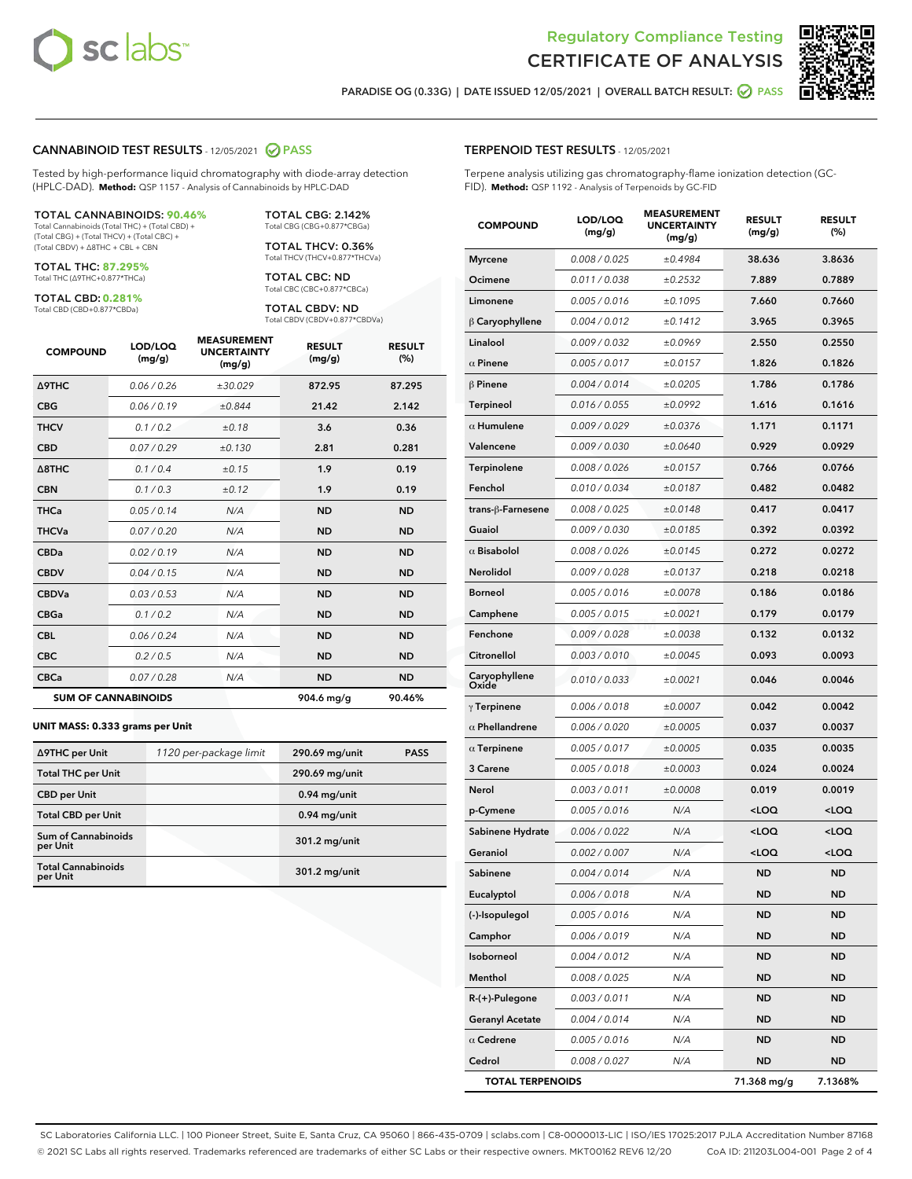Regulatory Compliance Testing
CERTIFICATE OF ANALYSIS

PARADISE OG (0.33G) | DATE ISSUED 12/05/2021 | OVERALL BATCH RESULT: PASS

## CANNABINOID TEST RESULTS - 12/05/2021 PASS

Tested by high-performance liquid chromatography with diode-array detection (HPLC-DAD). **Method:** QSP 1157 - Analysis of Cannabinoids by HPLC-DAD

**TOTAL CANNABINOIDS: 90.46%**
Total Cannabinoids (Total THC) + (Total CBD) + (Total CBG) + (Total THCV) + (Total CBC) + (Total CBDV) + Δ8THC + CBL + CBN

**TOTAL THC: 87.295%**
Total THC (Δ9THC+0.877*THCa)

**TOTAL CBD: 0.281%**
Total CBD (CBD+0.877*CBDa)

**TOTAL CBG: 2.142%**
Total CBG (CBG+0.877*CBGa)

**TOTAL THCV: 0.36%**
Total THCV (THCV+0.877*THCVa)

**TOTAL CBC: ND**
Total CBC (CBC+0.877*CBCa)

**TOTAL CBDV: ND**
Total CBDV (CBDV+0.877*CBDVa)

| COMPOUND | LOD/LOQ (mg/g) | MEASUREMENT UNCERTAINTY (mg/g) | RESULT (mg/g) | RESULT (%) |
|---|---|---|---|---|
| Δ9THC | 0.06 / 0.26 | ±30.029 | 872.95 | 87.295 |
| CBG | 0.06 / 0.19 | ±0.844 | 21.42 | 2.142 |
| THCV | 0.1 / 0.2 | ±0.18 | 3.6 | 0.36 |
| CBD | 0.07 / 0.29 | ±0.130 | 2.81 | 0.281 |
| Δ8THC | 0.1 / 0.4 | ±0.15 | 1.9 | 0.19 |
| CBN | 0.1 / 0.3 | ±0.12 | 1.9 | 0.19 |
| THCa | 0.05 / 0.14 | N/A | ND | ND |
| THCVa | 0.07 / 0.20 | N/A | ND | ND |
| CBDa | 0.02 / 0.19 | N/A | ND | ND |
| CBDV | 0.04 / 0.15 | N/A | ND | ND |
| CBDVa | 0.03 / 0.53 | N/A | ND | ND |
| CBGa | 0.1 / 0.2 | N/A | ND | ND |
| CBL | 0.06 / 0.24 | N/A | ND | ND |
| CBC | 0.2 / 0.5 | N/A | ND | ND |
| CBCa | 0.07 / 0.28 | N/A | ND | ND |
| **SUM OF CANNABINOIDS** | | | 904.6 mg/g | 90.46% |

**UNIT MASS: 0.333 grams per Unit**

| | | | |
|---|---|---|---|
| Δ9THC per Unit | 1120 per-package limit | 290.69 mg/unit | PASS |
| Total THC per Unit | | 290.69 mg/unit | |
| CBD per Unit | | 0.94 mg/unit | |
| Total CBD per Unit | | 0.94 mg/unit | |
| Sum of Cannabinoids per Unit | | 301.2 mg/unit | |
| Total Cannabinoids per Unit | | 301.2 mg/unit | |

## TERPENOID TEST RESULTS - 12/05/2021

Terpene analysis utilizing gas chromatography-flame ionization detection (GC-FID). **Method:** QSP 1192 - Analysis of Terpenoids by GC-FID

| COMPOUND | LOD/LOQ (mg/g) | MEASUREMENT UNCERTAINTY (mg/g) | RESULT (mg/g) | RESULT (%) |
|---|---|---|---|---|
| Myrcene | 0.008 / 0.025 | ±0.4984 | 38.636 | 3.8636 |
| Ocimene | 0.011 / 0.038 | ±0.2532 | 7.889 | 0.7889 |
| Limonene | 0.005 / 0.016 | ±0.1095 | 7.660 | 0.7660 |
| β Caryophyllene | 0.004 / 0.012 | ±0.1412 | 3.965 | 0.3965 |
| Linalool | 0.009 / 0.032 | ±0.0969 | 2.550 | 0.2550 |
| α Pinene | 0.005 / 0.017 | ±0.0157 | 1.826 | 0.1826 |
| β Pinene | 0.004 / 0.014 | ±0.0205 | 1.786 | 0.1786 |
| Terpineol | 0.016 / 0.055 | ±0.0992 | 1.616 | 0.1616 |
| α Humulene | 0.009 / 0.029 | ±0.0376 | 1.171 | 0.1171 |
| Valencene | 0.009 / 0.030 | ±0.0640 | 0.929 | 0.0929 |
| Terpinolene | 0.008 / 0.026 | ±0.0157 | 0.766 | 0.0766 |
| Fenchol | 0.010 / 0.034 | ±0.0187 | 0.482 | 0.0482 |
| trans-β-Farnesene | 0.008 / 0.025 | ±0.0148 | 0.417 | 0.0417 |
| Guaiol | 0.009 / 0.030 | ±0.0185 | 0.392 | 0.0392 |
| α Bisabolol | 0.008 / 0.026 | ±0.0145 | 0.272 | 0.0272 |
| Nerolidol | 0.009 / 0.028 | ±0.0137 | 0.218 | 0.0218 |
| Borneol | 0.005 / 0.016 | ±0.0078 | 0.186 | 0.0186 |
| Camphene | 0.005 / 0.015 | ±0.0021 | 0.179 | 0.0179 |
| Fenchone | 0.009 / 0.028 | ±0.0038 | 0.132 | 0.0132 |
| Citronellol | 0.003 / 0.010 | ±0.0045 | 0.093 | 0.0093 |
| Caryophyllene Oxide | 0.010 / 0.033 | ±0.0021 | 0.046 | 0.0046 |
| γ Terpinene | 0.006 / 0.018 | ±0.0007 | 0.042 | 0.0042 |
| α Phellandrene | 0.006 / 0.020 | ±0.0005 | 0.037 | 0.0037 |
| α Terpinene | 0.005 / 0.017 | ±0.0005 | 0.035 | 0.0035 |
| 3 Carene | 0.005 / 0.018 | ±0.0003 | 0.024 | 0.0024 |
| Nerol | 0.003 / 0.011 | ±0.0008 | 0.019 | 0.0019 |
| p-Cymene | 0.005 / 0.016 | N/A | <LOQ | <LOQ |
| Sabinene Hydrate | 0.006 / 0.022 | N/A | <LOQ | <LOQ |
| Geraniol | 0.002 / 0.007 | N/A | <LOQ | <LOQ |
| Sabinene | 0.004 / 0.014 | N/A | ND | ND |
| Eucalyptol | 0.006 / 0.018 | N/A | ND | ND |
| (-)-Isopulegol | 0.005 / 0.016 | N/A | ND | ND |
| Camphor | 0.006 / 0.019 | N/A | ND | ND |
| Isoborneol | 0.004 / 0.012 | N/A | ND | ND |
| Menthol | 0.008 / 0.025 | N/A | ND | ND |
| R-(+)-Pulegone | 0.003 / 0.011 | N/A | ND | ND |
| Geranyl Acetate | 0.004 / 0.014 | N/A | ND | ND |
| α Cedrene | 0.005 / 0.016 | N/A | ND | ND |
| Cedrol | 0.008 / 0.027 | N/A | ND | ND |
| **TOTAL TERPENOIDS** | | | 71.368 mg/g | 7.1368% |

SC Laboratories California LLC. | 100 Pioneer Street, Suite E, Santa Cruz, CA 95060 | 866-435-0709 | sclabs.com | C8-0000013-LIC | ISO/IES 17025:2017 PJLA Accreditation Number 87168
© 2021 SC Labs all rights reserved. Trademarks referenced are trademarks of either SC Labs or their respective owners. MKT00162 REV6 12/20 CoA ID: 211203L004-001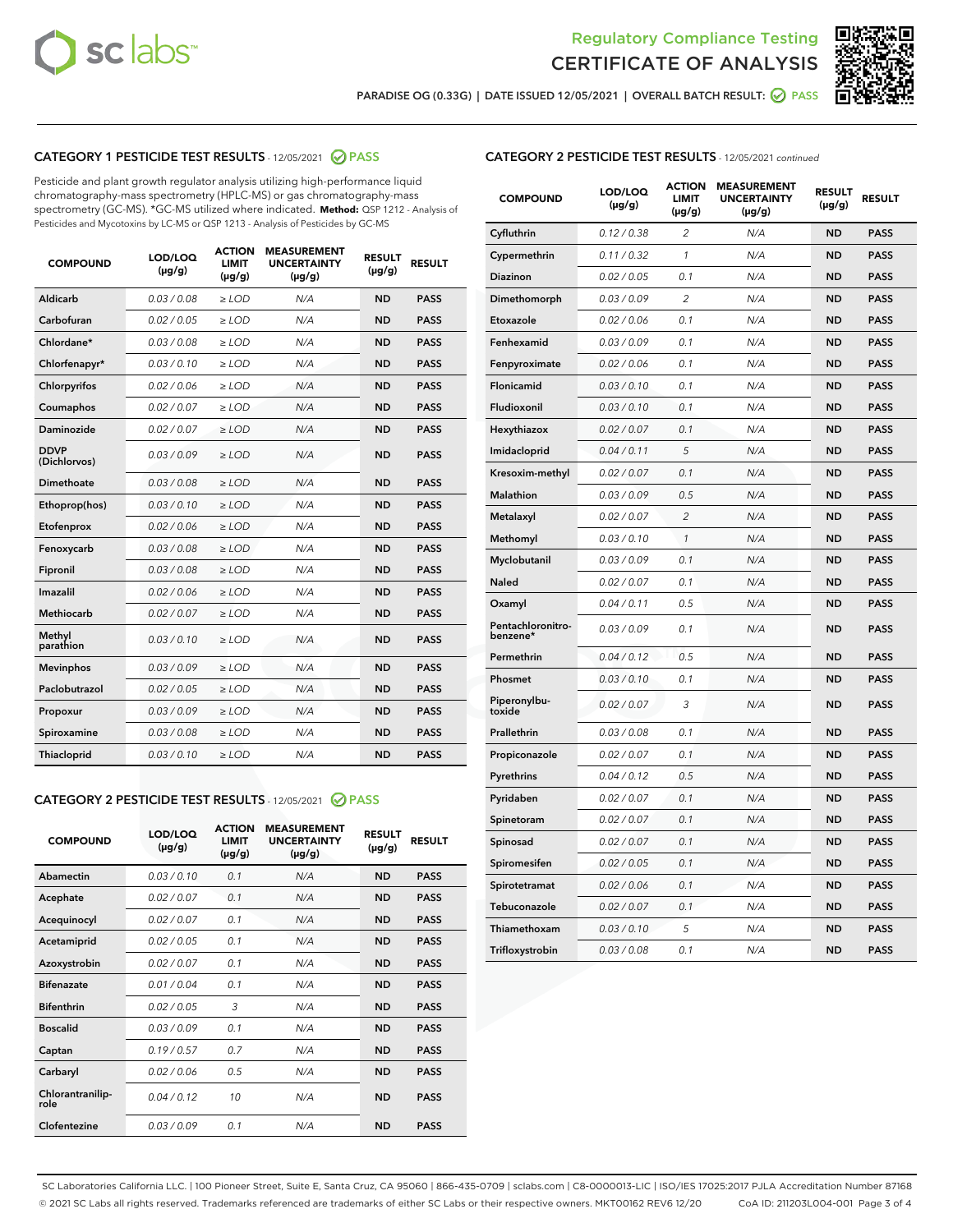PARADISE OG (0.33G) | DATE ISSUED 12/05/2021 | OVERALL BATCH RESULT: PASS

## CATEGORY 1 PESTICIDE TEST RESULTS - 12/05/2021 PASS

Pesticide and plant growth regulator analysis utilizing high-performance liquid chromatography-mass spectrometry (HPLC-MS) or gas chromatography-mass spectrometry (GC-MS). *GC-MS utilized where indicated. **Method:** QSP 1212 - Analysis of Pesticides and Mycotoxins by LC-MS or QSP 1213 - Analysis of Pesticides by GC-MS

| COMPOUND | LOD/LOQ (µg/g) | ACTION LIMIT (µg/g) | MEASUREMENT UNCERTAINTY (µg/g) | RESULT (µg/g) | RESULT |
|---|---|---|---|---|---|
| Aldicarb | 0.03 / 0.08 | ≥ LOD | N/A | ND | PASS |
| Carbofuran | 0.02 / 0.05 | ≥ LOD | N/A | ND | PASS |
| Chlordane* | 0.03 / 0.08 | ≥ LOD | N/A | ND | PASS |
| Chlorfenapyr* | 0.03 / 0.10 | ≥ LOD | N/A | ND | PASS |
| Chlorpyrifos | 0.02 / 0.06 | ≥ LOD | N/A | ND | PASS |
| Coumaphos | 0.02 / 0.07 | ≥ LOD | N/A | ND | PASS |
| Daminozide | 0.02 / 0.07 | ≥ LOD | N/A | ND | PASS |
| DDVP (Dichlorvos) | 0.03 / 0.09 | ≥ LOD | N/A | ND | PASS |
| Dimethoate | 0.03 / 0.08 | ≥ LOD | N/A | ND | PASS |
| Ethoprop(hos) | 0.03 / 0.10 | ≥ LOD | N/A | ND | PASS |
| Etofenprox | 0.02 / 0.06 | ≥ LOD | N/A | ND | PASS |
| Fenoxycarb | 0.03 / 0.08 | ≥ LOD | N/A | ND | PASS |
| Fipronil | 0.03 / 0.08 | ≥ LOD | N/A | ND | PASS |
| Imazalil | 0.02 / 0.06 | ≥ LOD | N/A | ND | PASS |
| Methiocarb | 0.02 / 0.07 | ≥ LOD | N/A | ND | PASS |
| Methyl parathion | 0.03 / 0.10 | ≥ LOD | N/A | ND | PASS |
| Mevinphos | 0.03 / 0.09 | ≥ LOD | N/A | ND | PASS |
| Paclobutrazol | 0.02 / 0.05 | ≥ LOD | N/A | ND | PASS |
| Propoxur | 0.03 / 0.09 | ≥ LOD | N/A | ND | PASS |
| Spiroxamine | 0.03 / 0.08 | ≥ LOD | N/A | ND | PASS |
| Thiacloprid | 0.03 / 0.10 | ≥ LOD | N/A | ND | PASS |

## CATEGORY 2 PESTICIDE TEST RESULTS - 12/05/2021 PASS

| COMPOUND | LOD/LOQ (µg/g) | ACTION LIMIT (µg/g) | MEASUREMENT UNCERTAINTY (µg/g) | RESULT (µg/g) | RESULT |
|---|---|---|---|---|---|
| Abamectin | 0.03 / 0.10 | 0.1 | N/A | ND | PASS |
| Acephate | 0.02 / 0.07 | 0.1 | N/A | ND | PASS |
| Acequinocyl | 0.02 / 0.07 | 0.1 | N/A | ND | PASS |
| Acetamiprid | 0.02 / 0.05 | 0.1 | N/A | ND | PASS |
| Azoxystrobin | 0.02 / 0.07 | 0.1 | N/A | ND | PASS |
| Bifenazate | 0.01 / 0.04 | 0.1 | N/A | ND | PASS |
| Bifenthrin | 0.02 / 0.05 | 3 | N/A | ND | PASS |
| Boscalid | 0.03 / 0.09 | 0.1 | N/A | ND | PASS |
| Captan | 0.19 / 0.57 | 0.7 | N/A | ND | PASS |
| Carbaryl | 0.02 / 0.06 | 0.5 | N/A | ND | PASS |
| Chlorantraniliprole | 0.04 / 0.12 | 10 | N/A | ND | PASS |
| Clofentezine | 0.03 / 0.09 | 0.1 | N/A | ND | PASS |
| Cyfluthrin | 0.12 / 0.38 | 2 | N/A | ND | PASS |
| Cypermethrin | 0.11 / 0.32 | 1 | N/A | ND | PASS |
| Diazinon | 0.02 / 0.05 | 0.1 | N/A | ND | PASS |
| Dimethomorph | 0.03 / 0.09 | 2 | N/A | ND | PASS |
| Etoxazole | 0.02 / 0.06 | 0.1 | N/A | ND | PASS |
| Fenhexamid | 0.03 / 0.09 | 0.1 | N/A | ND | PASS |
| Fenpyroximate | 0.02 / 0.06 | 0.1 | N/A | ND | PASS |
| Flonicamid | 0.03 / 0.10 | 0.1 | N/A | ND | PASS |
| Fludioxonil | 0.03 / 0.10 | 0.1 | N/A | ND | PASS |
| Hexythiazox | 0.02 / 0.07 | 0.1 | N/A | ND | PASS |
| Imidacloprid | 0.04 / 0.11 | 5 | N/A | ND | PASS |
| Kresoxim-methyl | 0.02 / 0.07 | 0.1 | N/A | ND | PASS |
| Malathion | 0.03 / 0.09 | 0.5 | N/A | ND | PASS |
| Metalaxyl | 0.02 / 0.07 | 2 | N/A | ND | PASS |
| Methomyl | 0.03 / 0.10 | 1 | N/A | ND | PASS |
| Myclobutanil | 0.03 / 0.09 | 0.1 | N/A | ND | PASS |
| Naled | 0.02 / 0.07 | 0.1 | N/A | ND | PASS |
| Oxamyl | 0.04 / 0.11 | 0.5 | N/A | ND | PASS |
| Pentachloronitrobenzene* | 0.03 / 0.09 | 0.1 | N/A | ND | PASS |
| Permethrin | 0.04 / 0.12 | 0.5 | N/A | ND | PASS |
| Phosmet | 0.03 / 0.10 | 0.1 | N/A | ND | PASS |
| Piperonylbutoxide | 0.02 / 0.07 | 3 | N/A | ND | PASS |
| Prallethrin | 0.03 / 0.08 | 0.1 | N/A | ND | PASS |
| Propiconazole | 0.02 / 0.07 | 0.1 | N/A | ND | PASS |
| Pyrethrins | 0.04 / 0.12 | 0.5 | N/A | ND | PASS |
| Pyridaben | 0.02 / 0.07 | 0.1 | N/A | ND | PASS |
| Spinetoram | 0.02 / 0.07 | 0.1 | N/A | ND | PASS |
| Spinosad | 0.02 / 0.07 | 0.1 | N/A | ND | PASS |
| Spiromesifen | 0.02 / 0.05 | 0.1 | N/A | ND | PASS |
| Spirotetramat | 0.02 / 0.06 | 0.1 | N/A | ND | PASS |
| Tebuconazole | 0.02 / 0.07 | 0.1 | N/A | ND | PASS |
| Thiamethoxam | 0.03 / 0.10 | 5 | N/A | ND | PASS |
| Trifloxystrobin | 0.03 / 0.08 | 0.1 | N/A | ND | PASS |

SC Laboratories California LLC. | 100 Pioneer Street, Suite E, Santa Cruz, CA 95060 | 866-435-0709 | sclabs.com | C8-0000013-LIC | ISO/IES 17025:2017 PJLA Accreditation Number 87168
© 2021 SC Labs all rights reserved. Trademarks referenced are trademarks of either SC Labs or their respective owners. MKT00162 REV6 12/20 CoA ID: 211203L004-001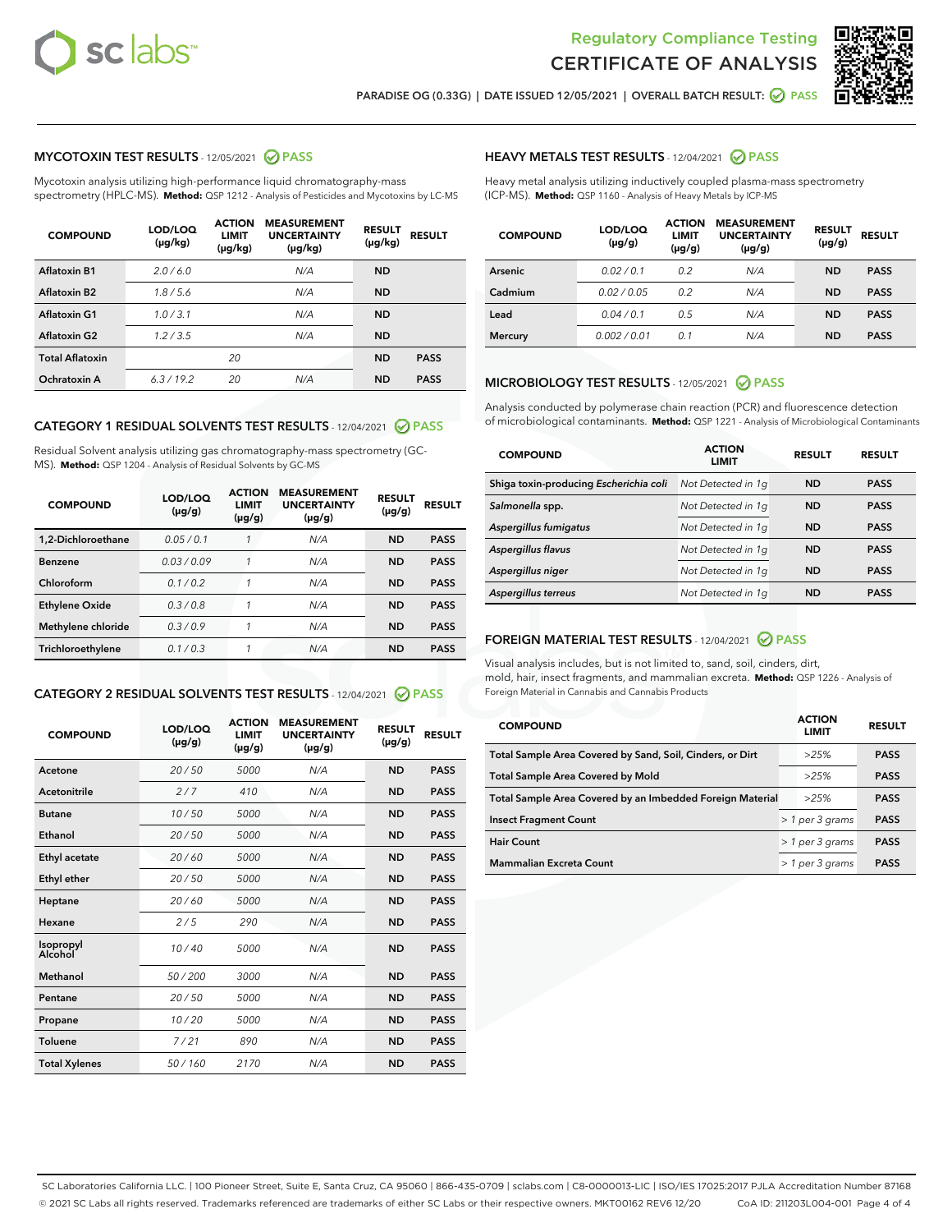Regulatory Compliance Testing
# CERTIFICATE OF ANALYSIS

PARADISE OG (0.33G) | DATE ISSUED 12/05/2021 | OVERALL BATCH RESULT: PASS

## MYCOTOXIN TEST RESULTS - 12/05/2021 PASS

Mycotoxin analysis utilizing high-performance liquid chromatography-mass spectrometry (HPLC-MS). **Method:** QSP 1212 - Analysis of Pesticides and Mycotoxins by LC-MS

| COMPOUND | LOD/LOQ (μg/kg) | ACTION LIMIT (μg/kg) | MEASUREMENT UNCERTAINTY (μg/kg) | RESULT (μg/kg) | RESULT |
|---|---|---|---|---|---|
| Aflatoxin B1 | 2.0 / 6.0 | | N/A | ND | |
| Aflatoxin B2 | 1.8 / 5.6 | | N/A | ND | |
| Aflatoxin G1 | 1.0 / 3.1 | | N/A | ND | |
| Aflatoxin G2 | 1.2 / 3.5 | | N/A | ND | |
| Total Aflatoxin | | 20 | | ND | PASS |
| Ochratoxin A | 6.3 / 19.2 | 20 | N/A | ND | PASS |

## CATEGORY 1 RESIDUAL SOLVENTS TEST RESULTS - 12/04/2021 PASS

Residual Solvent analysis utilizing gas chromatography-mass spectrometry (GC-MS). **Method:** QSP 1204 - Analysis of Residual Solvents by GC-MS

| COMPOUND | LOD/LOQ (μg/g) | ACTION LIMIT (μg/g) | MEASUREMENT UNCERTAINTY (μg/g) | RESULT (μg/g) | RESULT |
|---|---|---|---|---|---|
| 1,2-Dichloroethane | 0.05 / 0.1 | 1 | N/A | ND | PASS |
| Benzene | 0.03 / 0.09 | 1 | N/A | ND | PASS |
| Chloroform | 0.1 / 0.2 | 1 | N/A | ND | PASS |
| Ethylene Oxide | 0.3 / 0.8 | 1 | N/A | ND | PASS |
| Methylene chloride | 0.3 / 0.9 | 1 | N/A | ND | PASS |
| Trichloroethylene | 0.1 / 0.3 | 1 | N/A | ND | PASS |

## CATEGORY 2 RESIDUAL SOLVENTS TEST RESULTS - 12/04/2021 PASS

| COMPOUND | LOD/LOQ (μg/g) | ACTION LIMIT (μg/g) | MEASUREMENT UNCERTAINTY (μg/g) | RESULT (μg/g) | RESULT |
|---|---|---|---|---|---|
| Acetone | 20 / 50 | 5000 | N/A | ND | PASS |
| Acetonitrile | 2 / 7 | 410 | N/A | ND | PASS |
| Butane | 10 / 50 | 5000 | N/A | ND | PASS |
| Ethanol | 20 / 50 | 5000 | N/A | ND | PASS |
| Ethyl acetate | 20 / 60 | 5000 | N/A | ND | PASS |
| Ethyl ether | 20 / 50 | 5000 | N/A | ND | PASS |
| Heptane | 20 / 60 | 5000 | N/A | ND | PASS |
| Hexane | 2 / 5 | 290 | N/A | ND | PASS |
| Isopropyl Alcohol | 10 / 40 | 5000 | N/A | ND | PASS |
| Methanol | 50 / 200 | 3000 | N/A | ND | PASS |
| Pentane | 20 / 50 | 5000 | N/A | ND | PASS |
| Propane | 10 / 20 | 5000 | N/A | ND | PASS |
| Toluene | 7 / 21 | 890 | N/A | ND | PASS |
| Total Xylenes | 50 / 160 | 2170 | N/A | ND | PASS |

## HEAVY METALS TEST RESULTS - 12/04/2021 PASS

Heavy metal analysis utilizing inductively coupled plasma-mass spectrometry (ICP-MS). **Method:** QSP 1160 - Analysis of Heavy Metals by ICP-MS

| COMPOUND | LOD/LOQ (μg/g) | ACTION LIMIT (μg/g) | MEASUREMENT UNCERTAINTY (μg/g) | RESULT (μg/g) | RESULT |
|---|---|---|---|---|---|
| Arsenic | 0.02 / 0.1 | 0.2 | N/A | ND | PASS |
| Cadmium | 0.02 / 0.05 | 0.2 | N/A | ND | PASS |
| Lead | 0.04 / 0.1 | 0.5 | N/A | ND | PASS |
| Mercury | 0.002 / 0.01 | 0.1 | N/A | ND | PASS |

## MICROBIOLOGY TEST RESULTS - 12/05/2021 PASS

Analysis conducted by polymerase chain reaction (PCR) and fluorescence detection of microbiological contaminants. **Method:** QSP 1221 - Analysis of Microbiological Contaminants

| COMPOUND | ACTION LIMIT | RESULT | RESULT |
|---|---|---|---|
| Shiga toxin-producing *Escherichia coli* | Not Detected in 1g | ND | PASS |
| *Salmonella* spp. | Not Detected in 1g | ND | PASS |
| *Aspergillus fumigatus* | Not Detected in 1g | ND | PASS |
| *Aspergillus flavus* | Not Detected in 1g | ND | PASS |
| *Aspergillus niger* | Not Detected in 1g | ND | PASS |
| *Aspergillus terreus* | Not Detected in 1g | ND | PASS |

## FOREIGN MATERIAL TEST RESULTS - 12/04/2021 PASS

Visual analysis includes, but is not limited to, sand, soil, cinders, dirt, mold, hair, insect fragments, and mammalian excreta. **Method:** QSP 1226 - Analysis of Foreign Material in Cannabis and Cannabis Products

| COMPOUND | ACTION LIMIT | RESULT |
|---|---|---|
| Total Sample Area Covered by Sand, Soil, Cinders, or Dirt | >25% | PASS |
| Total Sample Area Covered by Mold | >25% | PASS |
| Total Sample Area Covered by an Imbedded Foreign Material | >25% | PASS |
| Insect Fragment Count | > 1 per 3 grams | PASS |
| Hair Count | > 1 per 3 grams | PASS |
| Mammalian Excreta Count | > 1 per 3 grams | PASS |

SC Laboratories California LLC. | 100 Pioneer Street, Suite E, Santa Cruz, CA 95060 | 866-435-0709 | sclabs.com | C8-0000013-LIC | ISO/IES 17025:2017 PJLA Accreditation Number 87168
© 2021 SC Labs all rights reserved. Trademarks referenced are trademarks of either SC Labs or their respective owners. MKT00162 REV6 12/20 CoA ID: 211203L004-001